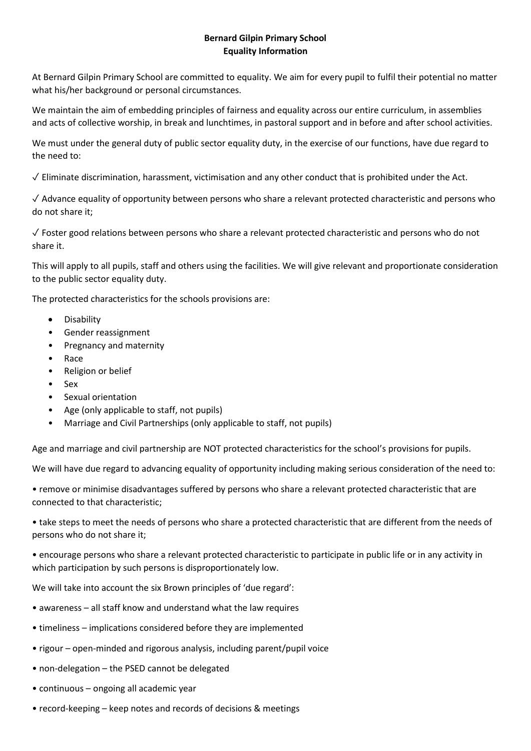**Bernard Gilpin Primary School**
**Equality Information**

At Bernard Gilpin Primary School are committed to equality. We aim for every pupil to fulfil their potential no matter what his/her background or personal circumstances.

We maintain the aim of embedding principles of fairness and equality across our entire curriculum, in assemblies and acts of collective worship, in break and lunchtimes, in pastoral support and in before and after school activities.

We must under the general duty of public sector equality duty, in the exercise of our functions, have due regard to the need to:

✓ Eliminate discrimination, harassment, victimisation and any other conduct that is prohibited under the Act.

✓ Advance equality of opportunity between persons who share a relevant protected characteristic and persons who do not share it;

✓ Foster good relations between persons who share a relevant protected characteristic and persons who do not share it.

This will apply to all pupils, staff and others using the facilities. We will give relevant and proportionate consideration to the public sector equality duty.

The protected characteristics for the schools provisions are:

- Disability
- Gender reassignment
- Pregnancy and maternity
- Race
- Religion or belief
- Sex
- Sexual orientation
- Age (only applicable to staff, not pupils)
- Marriage and Civil Partnerships (only applicable to staff, not pupils)

Age and marriage and civil partnership are NOT protected characteristics for the school's provisions for pupils.

We will have due regard to advancing equality of opportunity including making serious consideration of the need to:

- remove or minimise disadvantages suffered by persons who share a relevant protected characteristic that are connected to that characteristic;
- take steps to meet the needs of persons who share a protected characteristic that are different from the needs of persons who do not share it;
- encourage persons who share a relevant protected characteristic to participate in public life or in any activity in which participation by such persons is disproportionately low.

We will take into account the six Brown principles of 'due regard':

- awareness – all staff know and understand what the law requires
- timeliness – implications considered before they are implemented
- rigour – open-minded and rigorous analysis, including parent/pupil voice
- non-delegation – the PSED cannot be delegated
- continuous – ongoing all academic year
- record-keeping – keep notes and records of decisions & meetings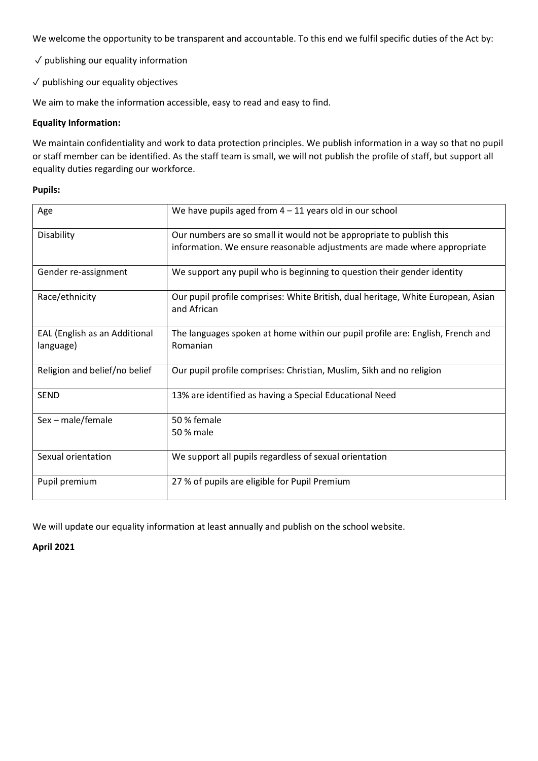We welcome the opportunity to be transparent and accountable. To this end we fulfil specific duties of the Act by:

✓ publishing our equality information

✓ publishing our equality objectives

We aim to make the information accessible, easy to read and easy to find.

**Equality Information:**

We maintain confidentiality and work to data protection principles. We publish information in a way so that no pupil or staff member can be identified. As the staff team is small, we will not publish the profile of staff, but support all equality duties regarding our workforce.

**Pupils:**

| | |
|---|---|
| Age | We have pupils aged from 4 – 11 years old in our school |
| Disability | Our numbers are so small it would not be appropriate to publish this information. We ensure reasonable adjustments are made where appropriate |
| Gender re-assignment | We support any pupil who is beginning to question their gender identity |
| Race/ethnicity | Our pupil profile comprises: White British, dual heritage, White European, Asian and African |
| EAL (English as an Additional language) | The languages spoken at home within our pupil profile are: English, French and Romanian |
| Religion and belief/no belief | Our pupil profile comprises: Christian, Muslim, Sikh and no religion |
| SEND | 13% are identified as having a Special Educational Need |
| Sex – male/female | 50 % female<br>50 % male |
| Sexual orientation | We support all pupils regardless of sexual orientation |
| Pupil premium | 27 % of pupils are eligible for Pupil Premium |

We will update our equality information at least annually and publish on the school website.

**April 2021**